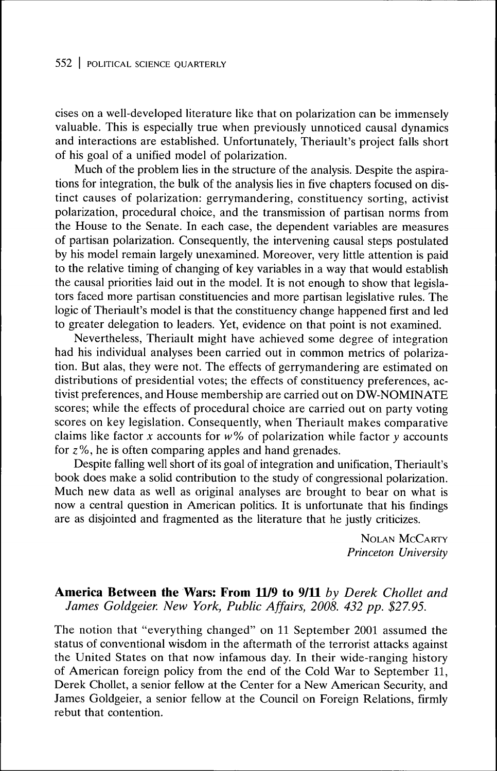cises on a well-developed literature like that on polarization can be immensely valuable. This is especially true when previously unnoticed causal dynamics and interactions are established. Unfortunately, Theriault's project falls short of his goal of a unified model of polarization.

Much of the problem lies in the structure of the analysis. Despite the aspirations for integration, the bulk of the analysis lies in five chapters focused on distinct causes of polarization: gerrymandering, constituency sorting, activist polarization, procedural choice, and the transmission of partisan norms from the House to the Senate. In each case, the dependent variables are measures of partisan polarization. Consequently, the intervening causal steps postulated by his model remain largely unexamined. Moreover, very little attention is paid to the relative timing of changing of key variables in a way that would establish the causal priorities laid out in the model. It is not enough to show that legislators faced more partisan constituencies and more partisan legislative rules. The logic of Theriault's model is that the constituency change happened first and led to greater delegation to leaders. Yet, evidence on that point is not examined.

Nevertheless, Theriault might have achieved some degree of integration had his individual analyses been carried out in common metrics of polarization. But alas, they were not. The effects of gerrymandering are estimated on distributions of presidential votes; the effects of constituency preferences, activist preferences, and House membership are carried out on DW-NOMINATE scores; while the effects of procedural choice are carried out on party voting scores on key legislation. Consequently, when Theriault makes comparative claims like factor $x$ accounts for $w\%$ of polarization while factor $y$ accounts for $z\%$, he is often comparing apples and hand grenades.

Despite falling well short of its goal of integration and unification, Theriault's book does make a solid contribution to the study of congressional polarization. Much new data as well as original analyses are brought to bear on what is now a central question in American politics. It is unfortunate that his findings are as disjointed and fragmented as the literature that he justly criticizes.

NOLAN MCCARTY
*Princeton University*

**America Between the Wars: From 11/9 to 9/11** *by Derek Chollet and James Goldgeier. New York, Public Affairs, 2008. 432 pp. $27.95.*

The notion that "everything changed" on 11 September 2001 assumed the status of conventional wisdom in the aftermath of the terrorist attacks against the United States on that now infamous day. In their wide-ranging history of American foreign policy from the end of the Cold War to September 11, Derek Chollet, a senior fellow at the Center for a New American Security, and James Goldgeier, a senior fellow at the Council on Foreign Relations, firmly rebut that contention.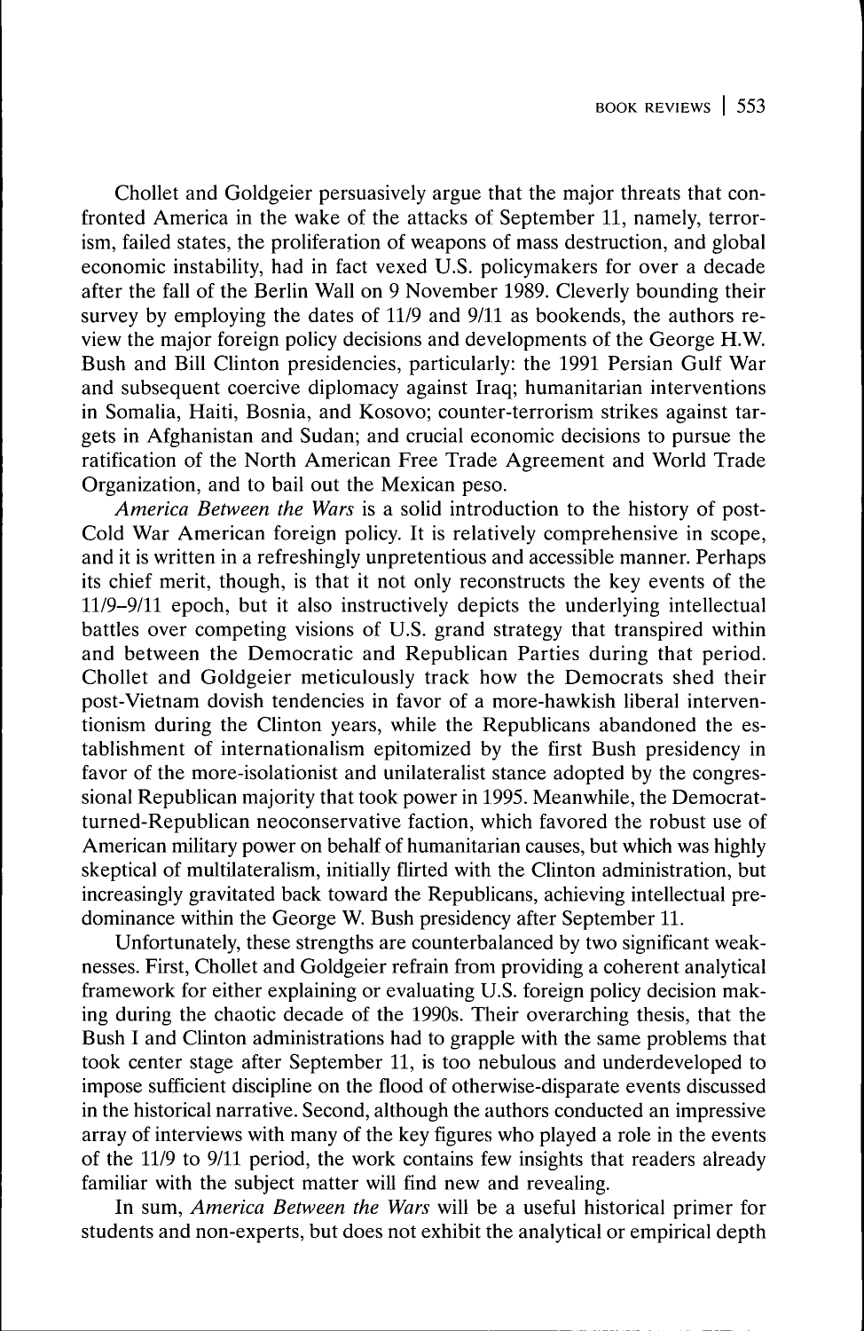Chollet and Goldgeier persuasively argue that the major threats that confronted America in the wake of the attacks of September 11, namely, terrorism, failed states, the proliferation of weapons of mass destruction, and global economic instability, had in fact vexed U.S. policymakers for over a decade after the fall of the Berlin Wall on 9 November 1989. Cleverly bounding their survey by employing the dates of 11/9 and 9/11 as bookends, the authors review the major foreign policy decisions and developments of the George H.W. Bush and Bill Clinton presidencies, particularly: the 1991 Persian Gulf War and subsequent coercive diplomacy against Iraq; humanitarian interventions in Somalia, Haiti, Bosnia, and Kosovo; counter-terrorism strikes against targets in Afghanistan and Sudan; and crucial economic decisions to pursue the ratification of the North American Free Trade Agreement and World Trade Organization, and to bail out the Mexican peso.

*America Between the Wars* is a solid introduction to the history of post-Cold War American foreign policy. It is relatively comprehensive in scope, and it is written in a refreshingly unpretentious and accessible manner. Perhaps its chief merit, though, is that it not only reconstructs the key events of the 11/9–9/11 epoch, but it also instructively depicts the underlying intellectual battles over competing visions of U.S. grand strategy that transpired within and between the Democratic and Republican Parties during that period. Chollet and Goldgeier meticulously track how the Democrats shed their post-Vietnam dovish tendencies in favor of a more-hawkish liberal interventionism during the Clinton years, while the Republicans abandoned the establishment of internationalism epitomized by the first Bush presidency in favor of the more-isolationist and unilateralist stance adopted by the congressional Republican majority that took power in 1995. Meanwhile, the Democrat-turned-Republican neoconservative faction, which favored the robust use of American military power on behalf of humanitarian causes, but which was highly skeptical of multilateralism, initially flirted with the Clinton administration, but increasingly gravitated back toward the Republicans, achieving intellectual predominance within the George W. Bush presidency after September 11.

Unfortunately, these strengths are counterbalanced by two significant weaknesses. First, Chollet and Goldgeier refrain from providing a coherent analytical framework for either explaining or evaluating U.S. foreign policy decision making during the chaotic decade of the 1990s. Their overarching thesis, that the Bush I and Clinton administrations had to grapple with the same problems that took center stage after September 11, is too nebulous and underdeveloped to impose sufficient discipline on the flood of otherwise-disparate events discussed in the historical narrative. Second, although the authors conducted an impressive array of interviews with many of the key figures who played a role in the events of the 11/9 to 9/11 period, the work contains few insights that readers already familiar with the subject matter will find new and revealing.

In sum, *America Between the Wars* will be a useful historical primer for students and non-experts, but does not exhibit the analytical or empirical depth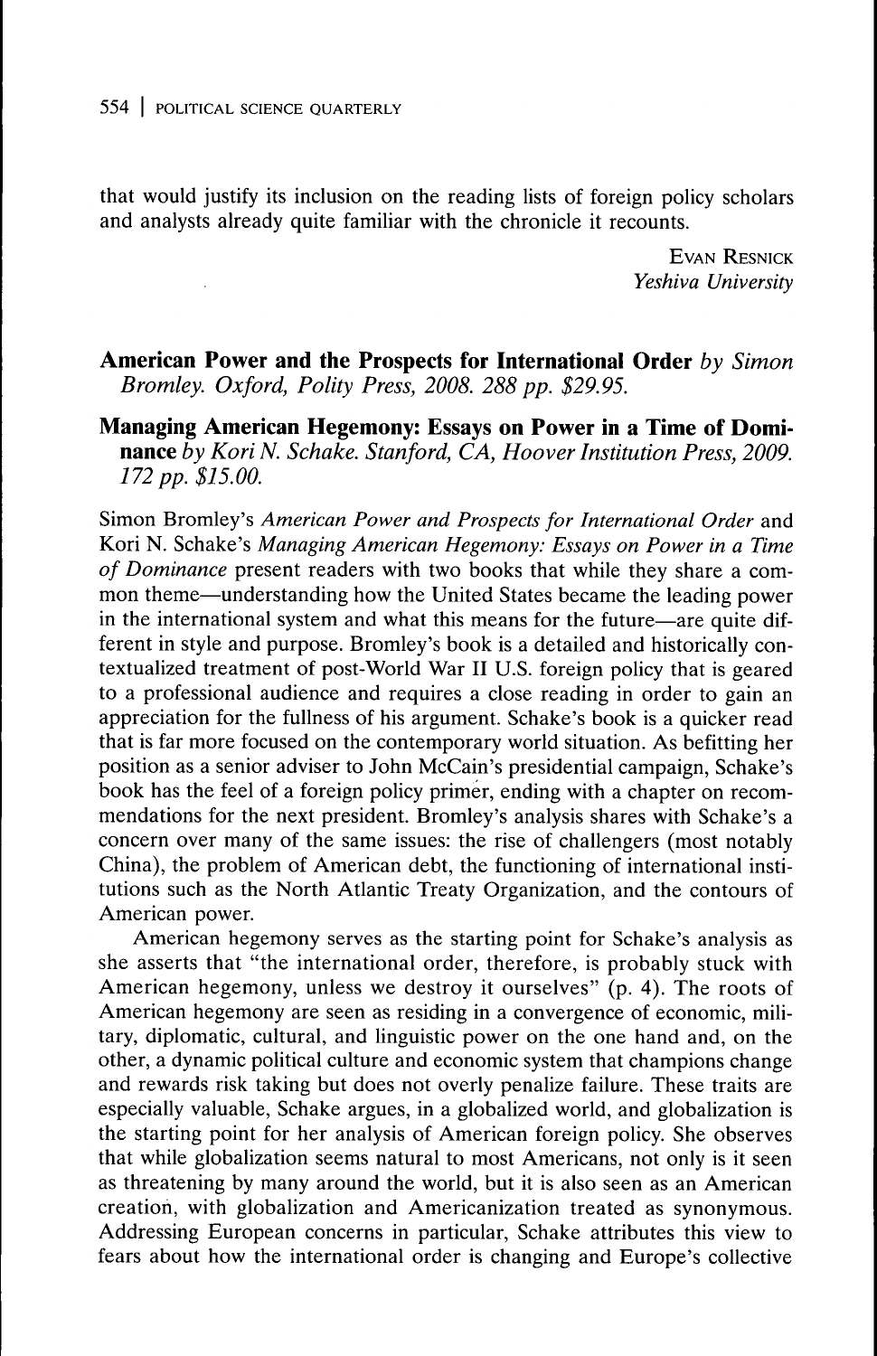that would justify its inclusion on the reading lists of foreign policy scholars and analysts already quite familiar with the chronicle it recounts.

EVAN RESNICK
*Yeshiva University*

**American Power and the Prospects for International Order** *by Simon Bromley. Oxford, Polity Press, 2008. 288 pp. $29.95.*

**Managing American Hegemony: Essays on Power in a Time of Dominance** *by Kori N. Schake. Stanford, CA, Hoover Institution Press, 2009. 172 pp. $15.00.*

Simon Bromley's *American Power and Prospects for International Order* and Kori N. Schake's *Managing American Hegemony: Essays on Power in a Time of Dominance* present readers with two books that while they share a common theme—understanding how the United States became the leading power in the international system and what this means for the future—are quite different in style and purpose. Bromley's book is a detailed and historically contextualized treatment of post-World War II U.S. foreign policy that is geared to a professional audience and requires a close reading in order to gain an appreciation for the fullness of his argument. Schake's book is a quicker read that is far more focused on the contemporary world situation. As befitting her position as a senior adviser to John McCain's presidential campaign, Schake's book has the feel of a foreign policy primer, ending with a chapter on recommendations for the next president. Bromley's analysis shares with Schake's a concern over many of the same issues: the rise of challengers (most notably China), the problem of American debt, the functioning of international institutions such as the North Atlantic Treaty Organization, and the contours of American power.

American hegemony serves as the starting point for Schake's analysis as she asserts that "the international order, therefore, is probably stuck with American hegemony, unless we destroy it ourselves" (p. 4). The roots of American hegemony are seen as residing in a convergence of economic, military, diplomatic, cultural, and linguistic power on the one hand and, on the other, a dynamic political culture and economic system that champions change and rewards risk taking but does not overly penalize failure. These traits are especially valuable, Schake argues, in a globalized world, and globalization is the starting point for her analysis of American foreign policy. She observes that while globalization seems natural to most Americans, not only is it seen as threatening by many around the world, but it is also seen as an American creation, with globalization and Americanization treated as synonymous. Addressing European concerns in particular, Schake attributes this view to fears about how the international order is changing and Europe's collective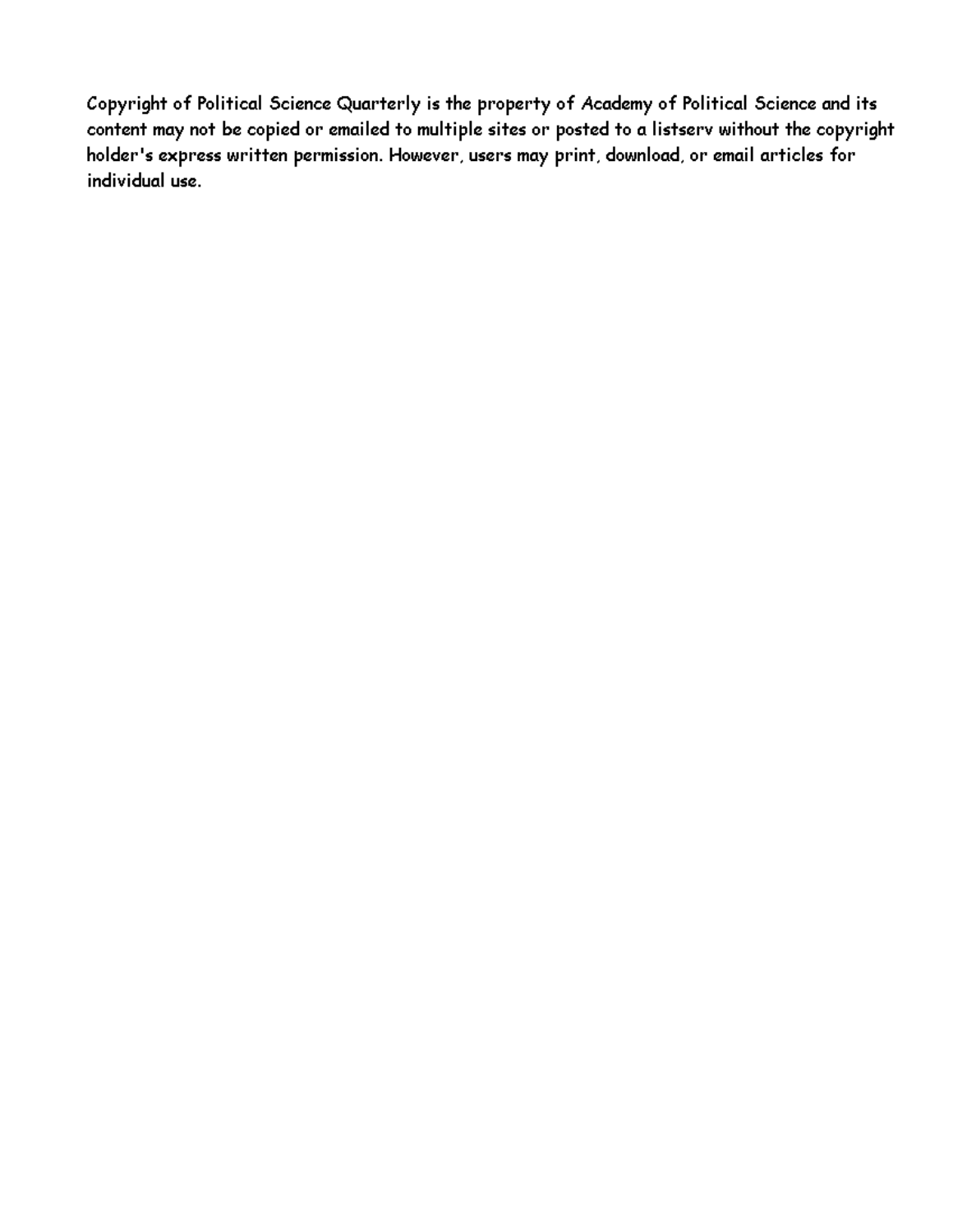Copyright of Political Science Quarterly is the property of Academy of Political Science and its content may not be copied or emailed to multiple sites or posted to a listserv without the copyright holder's express written permission. However, users may print, download, or email articles for individual use.